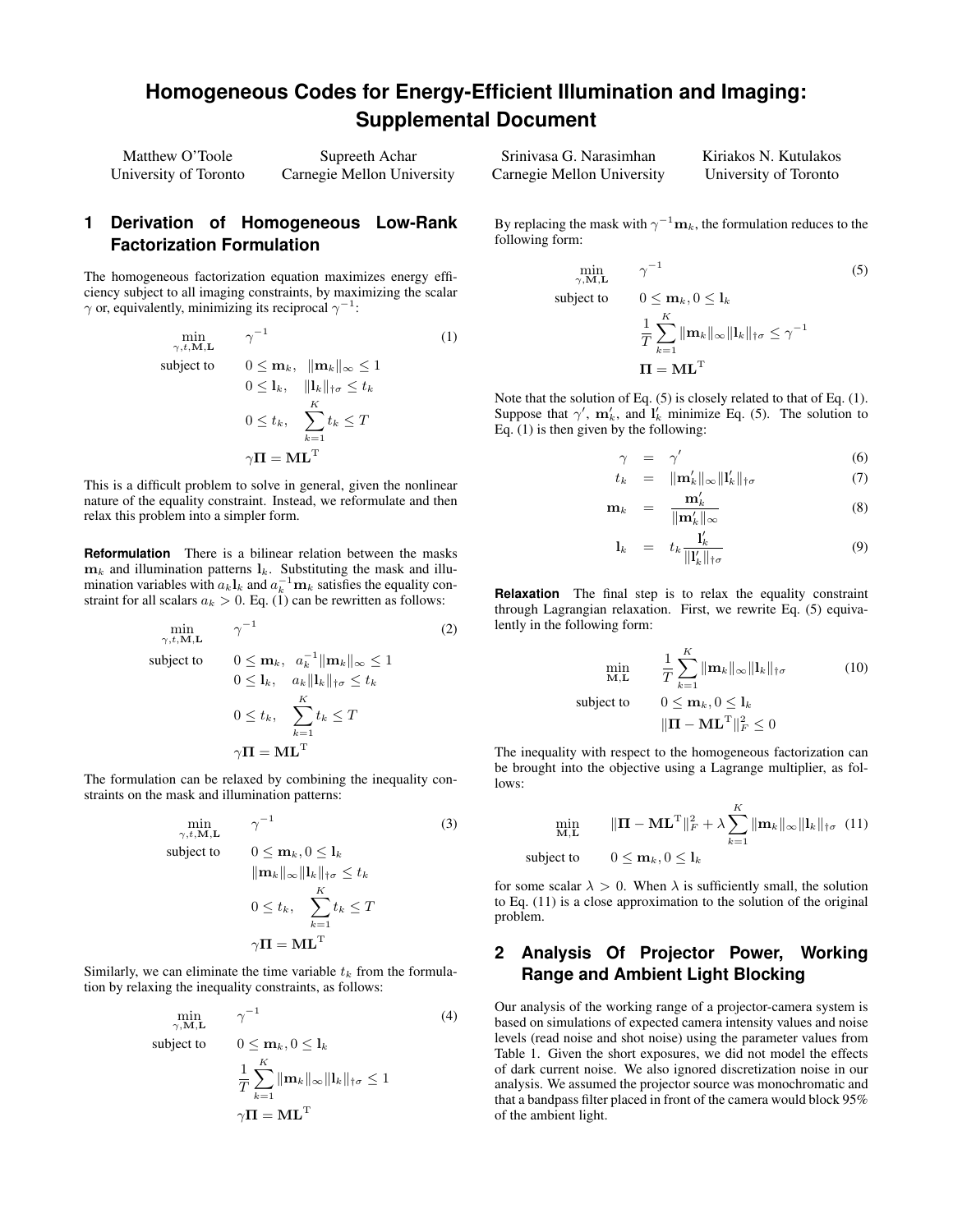# Homogeneous Codes for Energy-Efficient Illumination and Imaging: Supplemental Document

Matthew O'Toole, University of Toronto
Supreeth Achar, Carnegie Mellon University
Srinivasa G. Narasimhan, Carnegie Mellon University
Kiriakos N. Kutulakos, University of Toronto

## 1 Derivation of Homogeneous Low-Rank Factorization Formulation

The homogeneous factorization equation maximizes energy efficiency subject to all imaging constraints, by maximizing the scalar $\gamma$ or, equivalently, minimizing its reciprocal $\gamma^{-1}$:

$$
\begin{aligned}
\min_{\gamma,t,\mathbf{M},\mathbf{L}} \quad & \gamma^{-1} \\
\text{subject to} \quad & 0 \leq \mathbf{m}_k, \quad \|\mathbf{m}_k\|_\infty \leq 1 \\
& 0 \leq \mathbf{l}_k, \quad \|\mathbf{l}_k\|_{\dagger\sigma} \leq t_k \\
& 0 \leq t_k, \quad \sum_{k=1}^{K} t_k \leq T \\
& \gamma \mathbf{\Pi} = \mathbf{M}\mathbf{L}^{\mathrm{T}}
\end{aligned} \tag{1}
$$

This is a difficult problem to solve in general, given the nonlinear nature of the equality constraint. Instead, we reformulate and then relax this problem into a simpler form.

**Reformulation** There is a bilinear relation between the masks $\mathbf{m}_k$ and illumination patterns $\mathbf{l}_k$. Substituting the mask and illumination variables with $a_k \mathbf{l}_k$ and $a_k^{-1}\mathbf{m}_k$ satisfies the equality constraint for all scalars $a_k > 0$. Eq. (1) can be rewritten as follows:

$$
\begin{aligned}
\min_{\gamma,t,\mathbf{M},\mathbf{L}} \quad & \gamma^{-1} \\
\text{subject to} \quad & 0 \leq \mathbf{m}_k, \quad a_k^{-1}\|\mathbf{m}_k\|_\infty \leq 1 \\
& 0 \leq \mathbf{l}_k, \quad a_k\|\mathbf{l}_k\|_{\dagger\sigma} \leq t_k \\
& 0 \leq t_k, \quad \sum_{k=1}^{K} t_k \leq T \\
& \gamma \mathbf{\Pi} = \mathbf{M}\mathbf{L}^{\mathrm{T}}
\end{aligned} \tag{2}
$$

The formulation can be relaxed by combining the inequality constraints on the mask and illumination patterns:

$$
\begin{aligned}
\min_{\gamma,t,\mathbf{M},\mathbf{L}} \quad & \gamma^{-1} \\
\text{subject to} \quad & 0 \leq \mathbf{m}_k, 0 \leq \mathbf{l}_k \\
& \|\mathbf{m}_k\|_\infty \|\mathbf{l}_k\|_{\dagger\sigma} \leq t_k \\
& 0 \leq t_k, \quad \sum_{k=1}^{K} t_k \leq T \\
& \gamma \mathbf{\Pi} = \mathbf{M}\mathbf{L}^{\mathrm{T}}
\end{aligned} \tag{3}
$$

Similarly, we can eliminate the time variable $t_k$ from the formulation by relaxing the inequality constraints, as follows:

$$
\begin{aligned}
\min_{\gamma,\mathbf{M},\mathbf{L}} \quad & \gamma^{-1} \\
\text{subject to} \quad & 0 \leq \mathbf{m}_k, 0 \leq \mathbf{l}_k \\
& \frac{1}{T}\sum_{k=1}^{K} \|\mathbf{m}_k\|_\infty \|\mathbf{l}_k\|_{\dagger\sigma} \leq 1 \\
& \gamma \mathbf{\Pi} = \mathbf{M}\mathbf{L}^{\mathrm{T}}
\end{aligned} \tag{4}
$$

By replacing the mask with $\gamma^{-1}\mathbf{m}_k$, the formulation reduces to the following form:

$$
\begin{aligned}
\min_{\gamma,\mathbf{M},\mathbf{L}} \quad & \gamma^{-1} \\
\text{subject to} \quad & 0 \leq \mathbf{m}_k, 0 \leq \mathbf{l}_k \\
& \frac{1}{T}\sum_{k=1}^{K} \|\mathbf{m}_k\|_\infty \|\mathbf{l}_k\|_{\dagger\sigma} \leq \gamma^{-1} \\
& \mathbf{\Pi} = \mathbf{M}\mathbf{L}^{\mathrm{T}}
\end{aligned} \tag{5}
$$

Note that the solution of Eq. (5) is closely related to that of Eq. (1). Suppose that $\gamma'$, $\mathbf{m}'_k$, and $\mathbf{l}'_k$ minimize Eq. (5). The solution to Eq. (1) is then given by the following:

$$
\gamma = \gamma' \tag{6}
$$

$$
t_k = \|\mathbf{m}'_k\|_\infty \|\mathbf{l}'_k\|_{\dagger\sigma} \tag{7}
$$

$$
\mathbf{m}_k = \frac{\mathbf{m}'_k}{\|\mathbf{m}'_k\|_\infty} \tag{8}
$$

$$
\mathbf{l}_k = t_k \frac{\mathbf{l}'_k}{\|\mathbf{l}'_k\|_{\dagger\sigma}} \tag{9}
$$

**Relaxation** The final step is to relax the equality constraint through Lagrangian relaxation. First, we rewrite Eq. (5) equivalently in the following form:

$$
\begin{aligned}
\min_{\mathbf{M},\mathbf{L}} \quad & \frac{1}{T}\sum_{k=1}^{K} \|\mathbf{m}_k\|_\infty \|\mathbf{l}_k\|_{\dagger\sigma} \\
\text{subject to} \quad & 0 \leq \mathbf{m}_k, 0 \leq \mathbf{l}_k \\
& \|\mathbf{\Pi} - \mathbf{M}\mathbf{L}^{\mathrm{T}}\|_F^2 \leq 0
\end{aligned} \tag{10}
$$

The inequality with respect to the homogeneous factorization can be brought into the objective using a Lagrange multiplier, as follows:

$$
\begin{aligned}
\min_{\mathbf{M},\mathbf{L}} \quad & \|\mathbf{\Pi} - \mathbf{M}\mathbf{L}^{\mathrm{T}}\|_F^2 + \lambda \sum_{k=1}^{K} \|\mathbf{m}_k\|_\infty \|\mathbf{l}_k\|_{\dagger\sigma} \\
\text{subject to} \quad & 0 \leq \mathbf{m}_k, 0 \leq \mathbf{l}_k
\end{aligned} \tag{11}
$$

for some scalar $\lambda > 0$. When $\lambda$ is sufficiently small, the solution to Eq. (11) is a close approximation to the solution of the original problem.

## 2 Analysis Of Projector Power, Working Range and Ambient Light Blocking

Our analysis of the working range of a projector-camera system is based on simulations of expected camera intensity values and noise levels (read noise and shot noise) using the parameter values from Table 1. Given the short exposures, we did not model the effects of dark current noise. We also ignored discretization noise in our analysis. We assumed the projector source was monochromatic and that a bandpass filter placed in front of the camera would block 95% of the ambient light.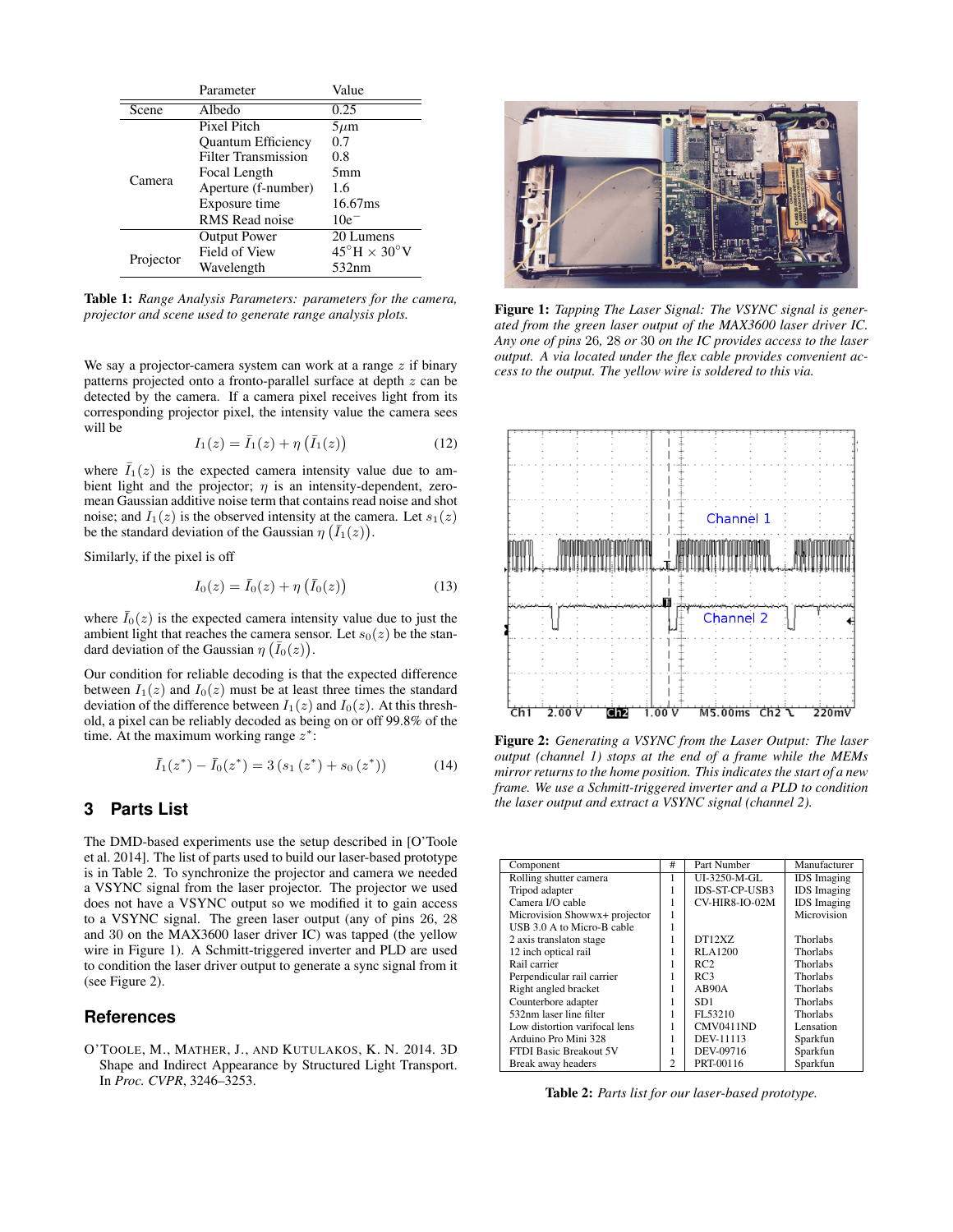| | Parameter | Value |
|---|---|---|
| Scene | Albedo | 0.25 |
| Camera | Pixel Pitch | $5\mu$m |
| | Quantum Efficiency | 0.7 |
| | Filter Transmission | 0.8 |
| | Focal Length | 5mm |
| | Aperture (f-number) | 1.6 |
| | Exposure time | 16.67ms |
| | RMS Read noise | $10e^-$ |
| Projector | Output Power | 20 Lumens |
| | Field of View | $45^\circ$H $\times$ $30^\circ$V |
| | Wavelength | 532nm |

**Table 1:** *Range Analysis Parameters: parameters for the camera, projector and scene used to generate range analysis plots.*

We say a projector-camera system can work at a range $z$ if binary patterns projected onto a fronto-parallel surface at depth $z$ can be detected by the camera. If a camera pixel receives light from its corresponding projector pixel, the intensity value the camera sees will be

$$I_1(z) = \bar{I}_1(z) + \eta\left(\bar{I}_1(z)\right) \tag{12}$$

where $\bar{I}_1(z)$ is the expected camera intensity value due to ambient light and the projector; $\eta$ is an intensity-dependent, zero-mean Gaussian additive noise term that contains read noise and shot noise; and $I_1(z)$ is the observed intensity at the camera. Let $s_1(z)$ be the standard deviation of the Gaussian $\eta\left(\bar{I}_1(z)\right)$.

Similarly, if the pixel is off

$$I_0(z) = \bar{I}_0(z) + \eta\left(\bar{I}_0(z)\right) \tag{13}$$

where $\bar{I}_0(z)$ is the expected camera intensity value due to just the ambient light that reaches the camera sensor. Let $s_0(z)$ be the standard deviation of the Gaussian $\eta\left(\bar{I}_0(z)\right)$.

Our condition for reliable decoding is that the expected difference between $I_1(z)$ and $I_0(z)$ must be at least three times the standard deviation of the difference between $I_1(z)$ and $I_0(z)$. At this threshold, a pixel can be reliably decoded as being on or off 99.8% of the time. At the maximum working range $z^*$:

$$\bar{I}_1(z^*) - \bar{I}_0(z^*) = 3\left(s_1\left(z^*\right) + s_0\left(z^*\right)\right) \tag{14}$$

## 3 Parts List

The DMD-based experiments use the setup described in [O'Toole et al. 2014]. The list of parts used to build our laser-based prototype is in Table 2. To synchronize the projector and camera we needed a VSYNC signal from the laser projector. The projector we used does not have a VSYNC output so we modified it to gain access to a VSYNC signal. The green laser output (any of pins 26, 28 and 30 on the MAX3600 laser driver IC) was tapped (the yellow wire in Figure 1). A Schmitt-triggered inverter and PLD are used to condition the laser driver output to generate a sync signal from it (see Figure 2).

## References

O'Toole, M., Mather, J., and Kutulakos, K. N. 2014. 3D Shape and Indirect Appearance by Structured Light Transport. In *Proc. CVPR*, 3246–3253.

**Figure 1:** *Tapping The Laser Signal: The VSYNC signal is generated from the green laser output of the MAX3600 laser driver IC. Any one of pins 26, 28 or 30 on the IC provides access to the laser output. A via located under the flex cable provides convenient access to the output. The yellow wire is soldered to this via.*

Channel 1
Channel 2
Ch1 2.00 V Ch2 1.00 V M5.00ms Ch2 220mV

**Figure 2:** *Generating a VSYNC from the Laser Output: The laser output (channel 1) stops at the end of a frame while the MEMs mirror returns to the home position. This indicates the start of a new frame. We use a Schmitt-triggered inverter and a PLD to condition the laser output and extract a VSYNC signal (channel 2).*

| Component | # | Part Number | Manufacturer |
|---|---|---|---|
| Rolling shutter camera | 1 | UI-3250-M-GL | IDS Imaging |
| Tripod adapter | 1 | IDS-ST-CP-USB3 | IDS Imaging |
| Camera I/O cable | 1 | CV-HIR8-IO-02M | IDS Imaging |
| Microvision Showwx+ projector | 1 | | Microvision |
| USB 3.0 A to Micro-B cable | 1 | | |
| 2 axis translaton stage | 1 | DT12XZ | Thorlabs |
| 12 inch optical rail | 1 | RLA1200 | Thorlabs |
| Rail carrier | 1 | RC2 | Thorlabs |
| Perpendicular rail carrier | 1 | RC3 | Thorlabs |
| Right angled bracket | 1 | AB90A | Thorlabs |
| Counterbore adapter | 1 | SD1 | Thorlabs |
| 532nm laser line filter | 1 | FL53210 | Thorlabs |
| Low distortion varifocal lens | 1 | CMV0411ND | Lensation |
| Arduino Pro Mini 328 | 1 | DEV-11113 | Sparkfun |
| FTDI Basic Breakout 5V | 1 | DEV-09716 | Sparkfun |
| Break away headers | 2 | PRT-00116 | Sparkfun |

**Table 2:** *Parts list for our laser-based prototype.*